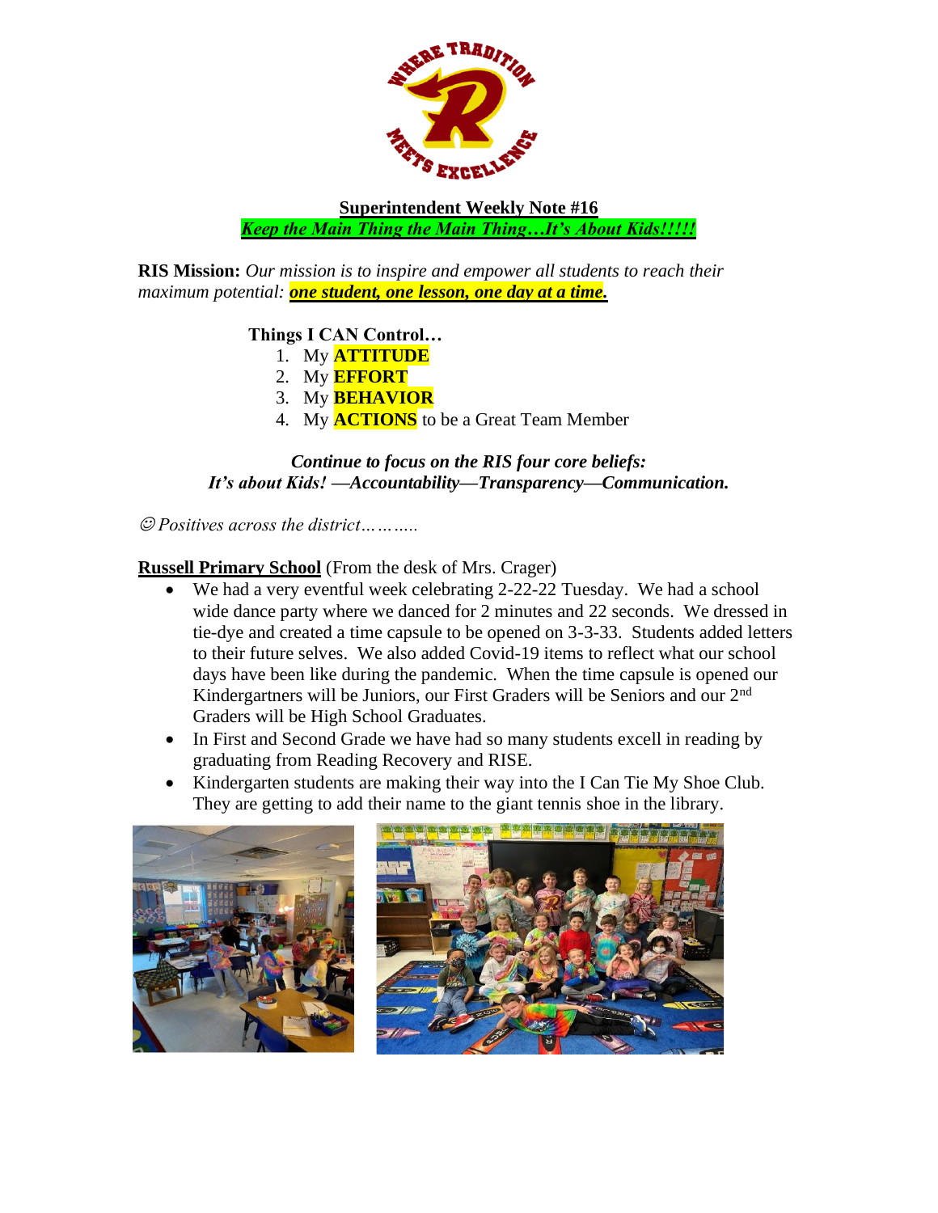**Superintendent Weekly Note #16**

***Keep the Main Thing the Main Thing…It's About Kids!!!!!***

**RIS Mission:** *Our mission is to inspire and empower all students to reach their maximum potential:* ***one student, one lesson, one day at a time.***

**Things I CAN Control…**

1. My **ATTITUDE**
2. My **EFFORT**
3. My **BEHAVIOR**
4. My **ACTIONS** to be a Great Team Member

***Continue to focus on the RIS four core beliefs:***
***It's about Kids! —Accountability—Transparency—Communication.***

☺ *Positives across the district………..*

**Russell Primary School** (From the desk of Mrs. Crager)

- We had a very eventful week celebrating 2-22-22 Tuesday. We had a school wide dance party where we danced for 2 minutes and 22 seconds. We dressed in tie-dye and created a time capsule to be opened on 3-3-33. Students added letters to their future selves. We also added Covid-19 items to reflect what our school days have been like during the pandemic. When the time capsule is opened our Kindergartners will be Juniors, our First Graders will be Seniors and our 2nd Graders will be High School Graduates.
- In First and Second Grade we have had so many students excell in reading by graduating from Reading Recovery and RISE.
- Kindergarten students are making their way into the I Can Tie My Shoe Club. They are getting to add their name to the giant tennis shoe in the library.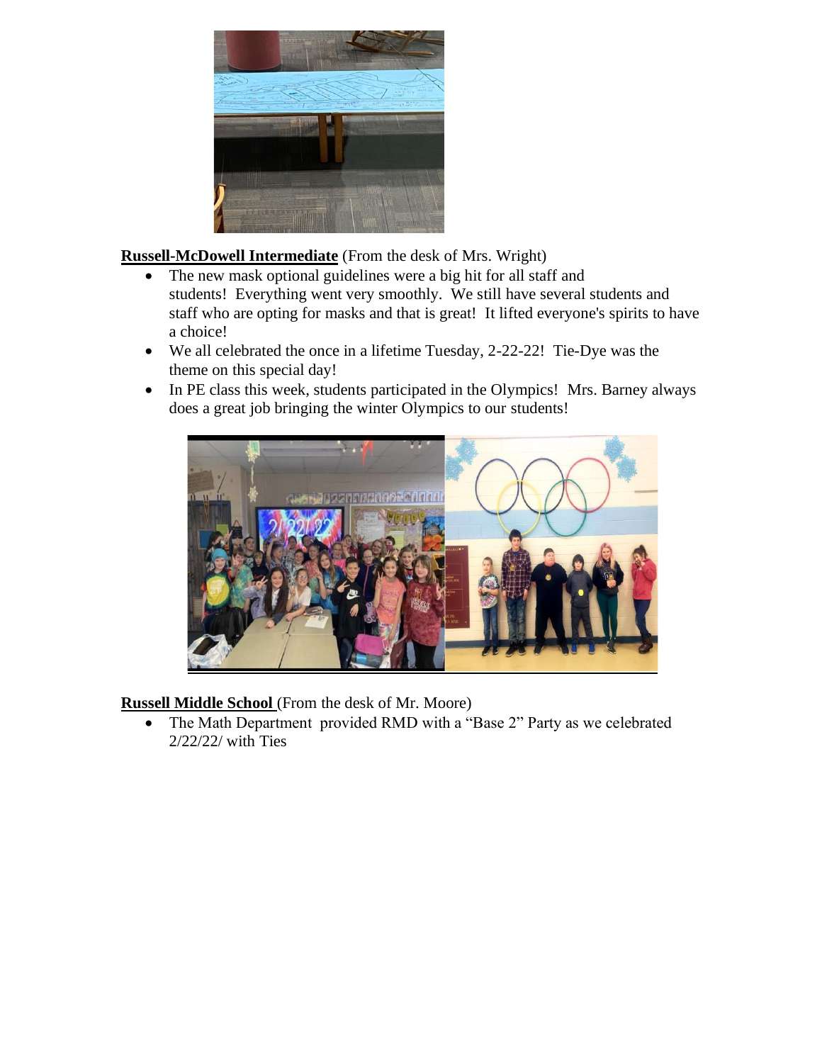**<u>Russell-McDowell Intermediate</u>** (From the desk of Mrs. Wright)

- The new mask optional guidelines were a big hit for all staff and students! Everything went very smoothly. We still have several students and staff who are opting for masks and that is great! It lifted everyone's spirits to have a choice!
- We all celebrated the once in a lifetime Tuesday, 2-22-22! Tie-Dye was the theme on this special day!
- In PE class this week, students participated in the Olympics! Mrs. Barney always does a great job bringing the winter Olympics to our students!

**<u>Russell Middle School</u>** (From the desk of Mr. Moore)

- The Math Department provided RMD with a "Base 2" Party as we celebrated 2/22/22/ with Ties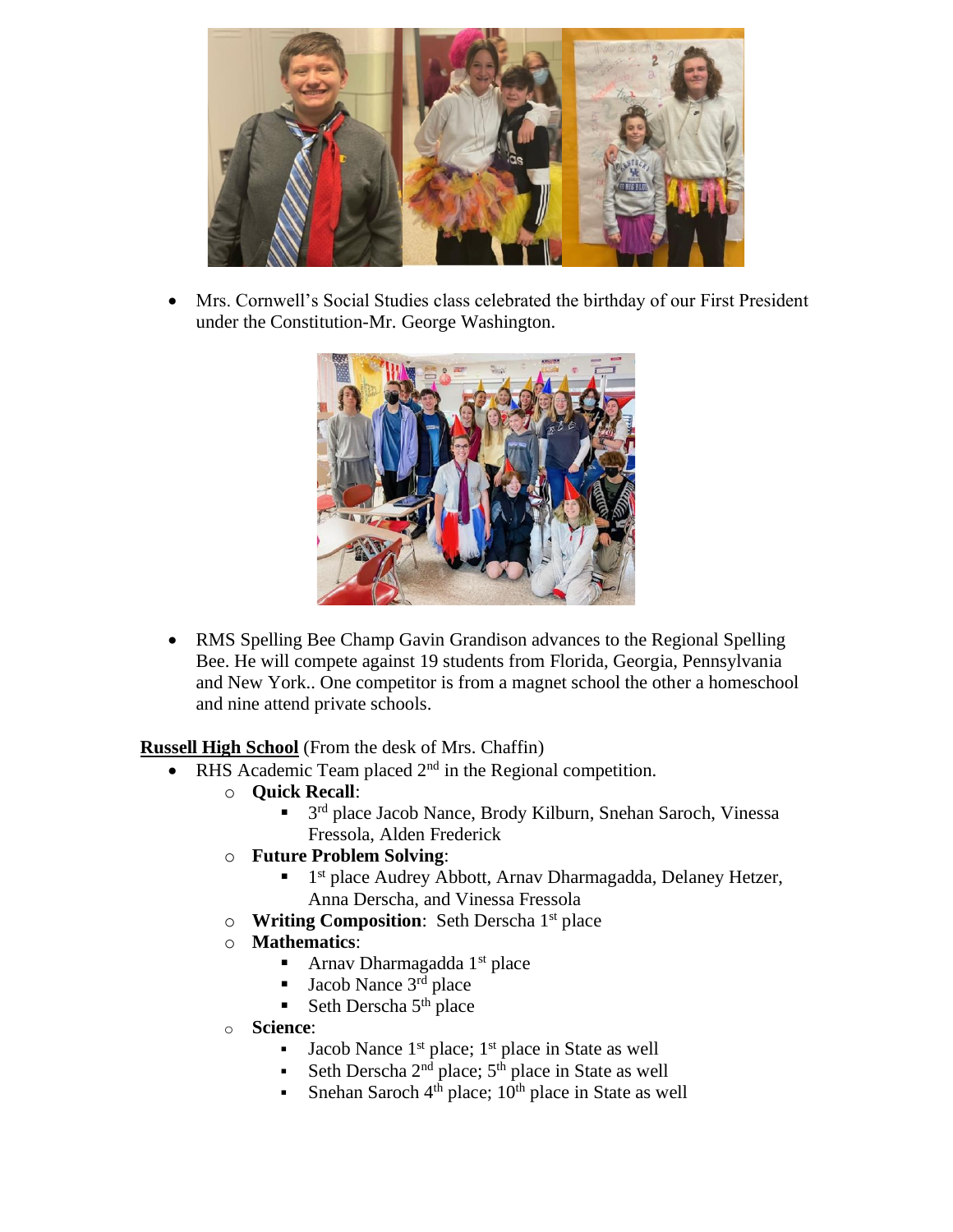- Mrs. Cornwell's Social Studies class celebrated the birthday of our First President under the Constitution-Mr. George Washington.

- RMS Spelling Bee Champ Gavin Grandison advances to the Regional Spelling Bee. He will compete against 19 students from Florida, Georgia, Pennsylvania and New York.. One competitor is from a magnet school the other a homeschool and nine attend private schools.

**Russell High School** (From the desk of Mrs. Chaffin)

- RHS Academic Team placed 2nd in the Regional competition.
  - **Quick Recall**:
    - 3rd place Jacob Nance, Brody Kilburn, Snehan Saroch, Vinessa Fressola, Alden Frederick
  - **Future Problem Solving**:
    - 1st place Audrey Abbott, Arnav Dharmagadda, Delaney Hetzer, Anna Derscha, and Vinessa Fressola
  - **Writing Composition**: Seth Derscha 1st place
  - **Mathematics**:
    - Arnav Dharmagadda 1st place
    - Jacob Nance 3rd place
    - Seth Derscha 5th place
  - **Science**:
    - Jacob Nance 1st place; 1st place in State as well
    - Seth Derscha 2nd place; 5th place in State as well
    - Snehan Saroch 4th place; 10th place in State as well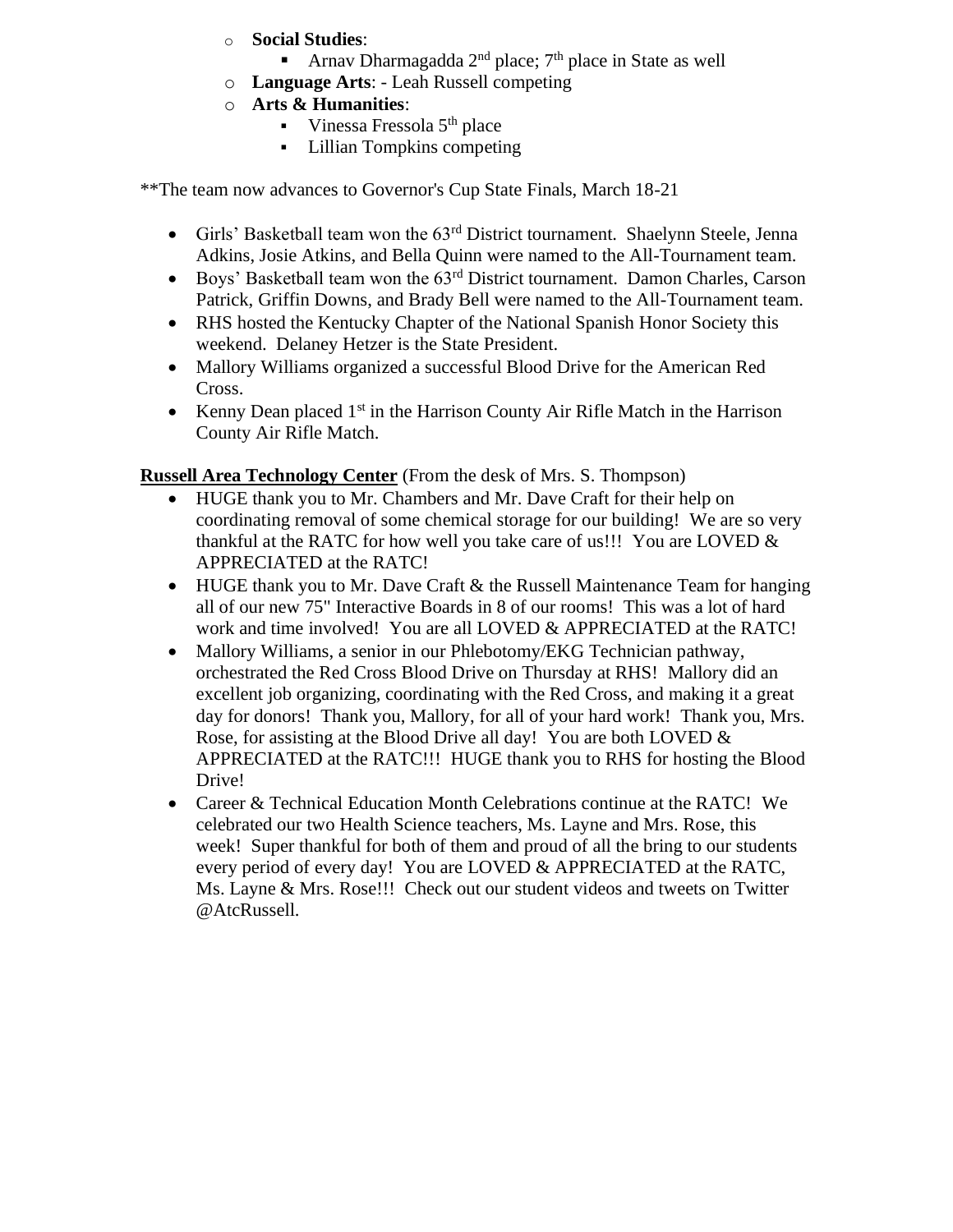- **Social Studies**:
  - Arnav Dharmagadda 2nd place; 7th place in State as well
- **Language Arts**: - Leah Russell competing
- **Arts & Humanities**:
  - Vinessa Fressola 5th place
  - Lillian Tompkins competing

**The team now advances to Governor's Cup State Finals, March 18-21

- Girls' Basketball team won the 63rd District tournament. Shaelynn Steele, Jenna Adkins, Josie Atkins, and Bella Quinn were named to the All-Tournament team.
- Boys' Basketball team won the 63rd District tournament. Damon Charles, Carson Patrick, Griffin Downs, and Brady Bell were named to the All-Tournament team.
- RHS hosted the Kentucky Chapter of the National Spanish Honor Society this weekend. Delaney Hetzer is the State President.
- Mallory Williams organized a successful Blood Drive for the American Red Cross.
- Kenny Dean placed 1st in the Harrison County Air Rifle Match in the Harrison County Air Rifle Match.

**Russell Area Technology Center** (From the desk of Mrs. S. Thompson)

- HUGE thank you to Mr. Chambers and Mr. Dave Craft for their help on coordinating removal of some chemical storage for our building! We are so very thankful at the RATC for how well you take care of us!!! You are LOVED & APPRECIATED at the RATC!
- HUGE thank you to Mr. Dave Craft & the Russell Maintenance Team for hanging all of our new 75" Interactive Boards in 8 of our rooms! This was a lot of hard work and time involved! You are all LOVED & APPRECIATED at the RATC!
- Mallory Williams, a senior in our Phlebotomy/EKG Technician pathway, orchestrated the Red Cross Blood Drive on Thursday at RHS! Mallory did an excellent job organizing, coordinating with the Red Cross, and making it a great day for donors! Thank you, Mallory, for all of your hard work! Thank you, Mrs. Rose, for assisting at the Blood Drive all day! You are both LOVED & APPRECIATED at the RATC!!! HUGE thank you to RHS for hosting the Blood Drive!
- Career & Technical Education Month Celebrations continue at the RATC! We celebrated our two Health Science teachers, Ms. Layne and Mrs. Rose, this week! Super thankful for both of them and proud of all the bring to our students every period of every day! You are LOVED & APPRECIATED at the RATC, Ms. Layne & Mrs. Rose!!! Check out our student videos and tweets on Twitter @AtcRussell.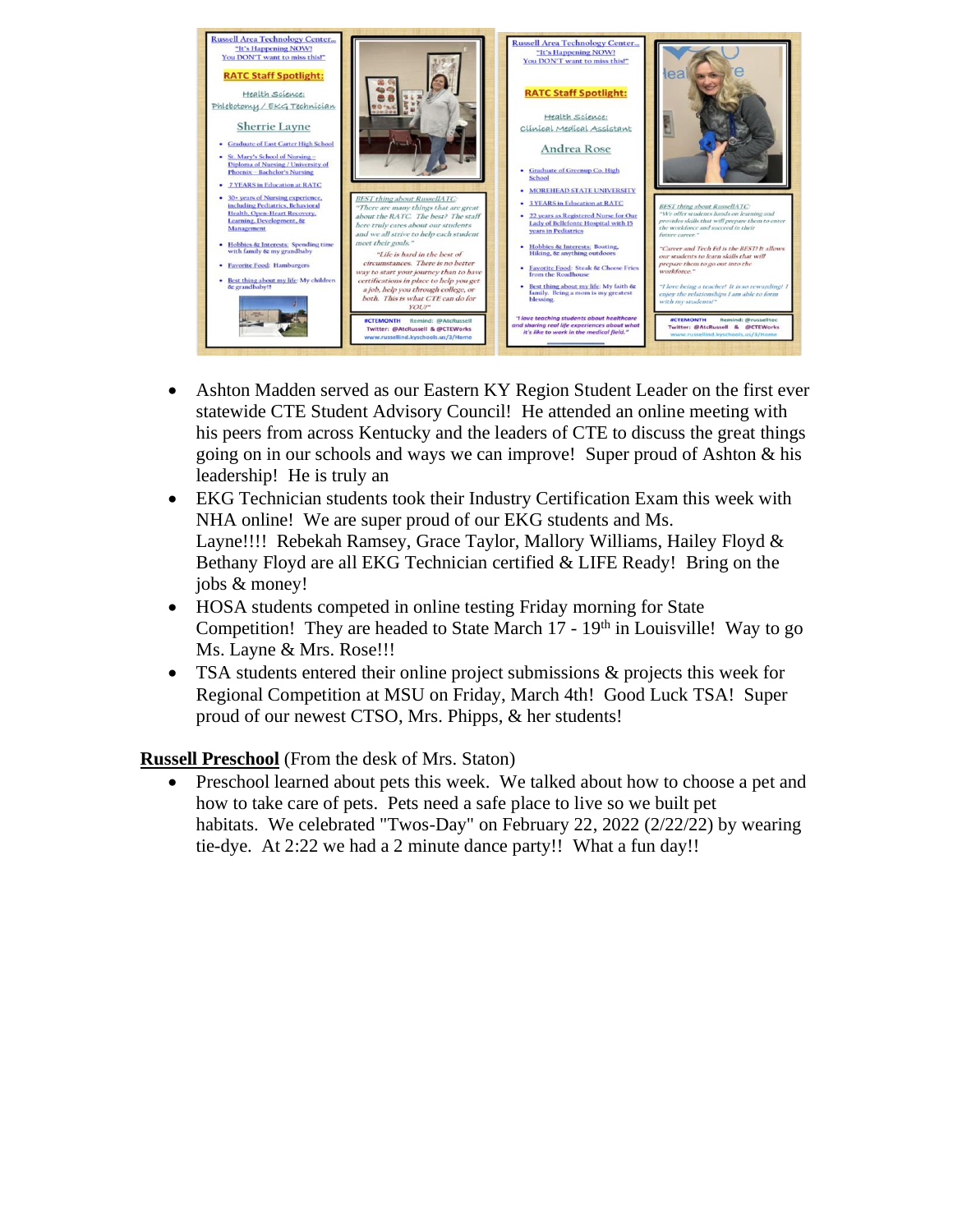**Russell Area Technology Center…**
"It's Happening NOW!
You DON'T want to miss this!"

**RATC Staff Spotlight:**

Health Science:
Phlebotomy / EKG Technician

**Sherrie Layne**

- Graduate of East Carter High School
- St. Mary's School of Nursing – Diploma of Nursing / University of Phoenix – Bachelor's Nursing
- 7 YEARS in Education at RATC
- 30+ years of Nursing experience, including Pediatrics, Behavioral Health, Open-Heart Recovery, Learning, Development, & Management
- Hobbies & Interests: Spending time with family & my grandbaby
- Favorite Food: Hamburgers
- Best thing about my life: My children & grandbaby!!

*BEST thing about RussellATC:*
*"There are many things that are great about the RATC. The best? The staff here truly cares about our students and we all strive to help each student meet their goals."*

*"Life is hard in the best of circumstances. There is no better way to start your journey than to have certifications in place to help you get a job, help you through college, or both. This is what CTE can do for YOU!"*

#CTEMONTH Remind: @AtcRussell
Twitter: @AtcRussell & @CTEWorks
www.russellind.kyschools.us/3/Home

**Russell Area Technology Center…**
"It's Happening NOW!
You DON'T want to miss this!"

**RATC Staff Spotlight:**

Health Science:
Clinical Medical Assistant

**Andrea Rose**

- Graduate of Greenup Co. High School
- MOREHEAD STATE UNIVERSITY
- 3 YEARS in Education at RATC
- 22 years as Registered Nurse for Our Lady of Bellefonte Hospital with 15 years in Pediatrics
- Hobbies & Interests: Boating, Hiking, & anything outdoors
- Favorite Food: Steak & Cheese Fries from the Roadhouse
- Best thing about my life: My faith & family. Being a mom is my greatest blessing.

*"I love teaching students about healthcare and sharing real life experiences about what it's like to work in the medical field."*

*BEST thing about RussellATC:*
*"We offer students hands on learning and provides skills that will prepare them to enter the workforce and succeed in their future career."*

*"Career and Tech Ed is the BEST! It allows our students to learn skills that will prepare them to go out into the workforce."*

*"I love being a teacher! It is so rewarding! I enjoy the relationships I am able to form with my students!"*

#CTEMONTH Remind: @russellatc
Twitter: @AtcRussell & @CTEWorks
www.russellind.kyschools.us/3/Home

- Ashton Madden served as our Eastern KY Region Student Leader on the first ever statewide CTE Student Advisory Council! He attended an online meeting with his peers from across Kentucky and the leaders of CTE to discuss the great things going on in our schools and ways we can improve! Super proud of Ashton & his leadership! He is truly an
- EKG Technician students took their Industry Certification Exam this week with NHA online! We are super proud of our EKG students and Ms. Layne!!!! Rebekah Ramsey, Grace Taylor, Mallory Williams, Hailey Floyd & Bethany Floyd are all EKG Technician certified & LIFE Ready! Bring on the jobs & money!
- HOSA students competed in online testing Friday morning for State Competition! They are headed to State March 17 - 19th in Louisville! Way to go Ms. Layne & Mrs. Rose!!!
- TSA students entered their online project submissions & projects this week for Regional Competition at MSU on Friday, March 4th! Good Luck TSA! Super proud of our newest CTSO, Mrs. Phipps, & her students!

**<u>Russell Preschool</u>** (From the desk of Mrs. Staton)

- Preschool learned about pets this week. We talked about how to choose a pet and how to take care of pets. Pets need a safe place to live so we built pet habitats. We celebrated "Twos-Day" on February 22, 2022 (2/22/22) by wearing tie-dye. At 2:22 we had a 2 minute dance party!! What a fun day!!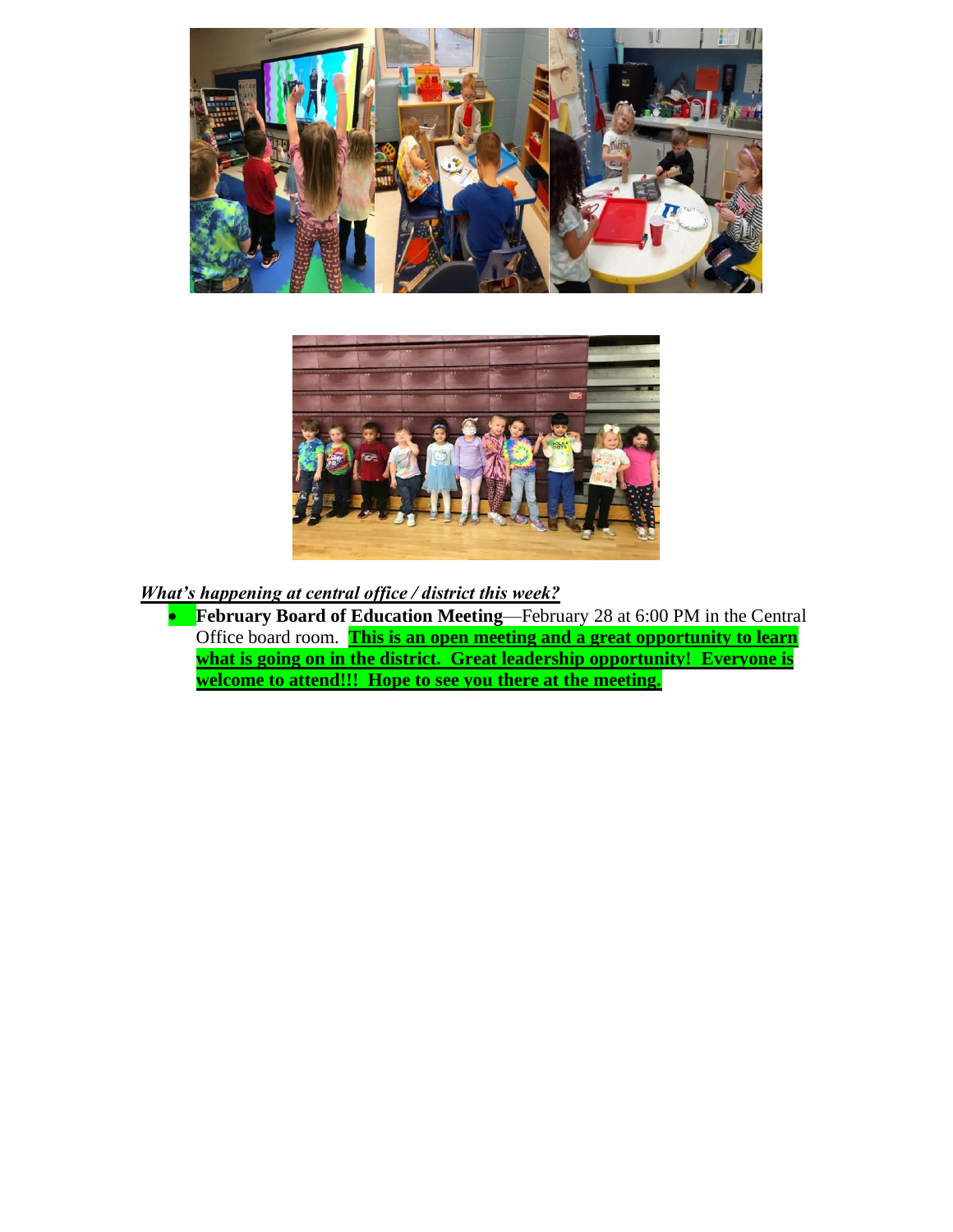***What's happening at central office / district this week?***

- **February Board of Education Meeting**—February 28 at 6:00 PM in the Central Office board room. **This is an open meeting and a great opportunity to learn what is going on in the district. Great leadership opportunity! Everyone is welcome to attend!!! Hope to see you there at the meeting.**